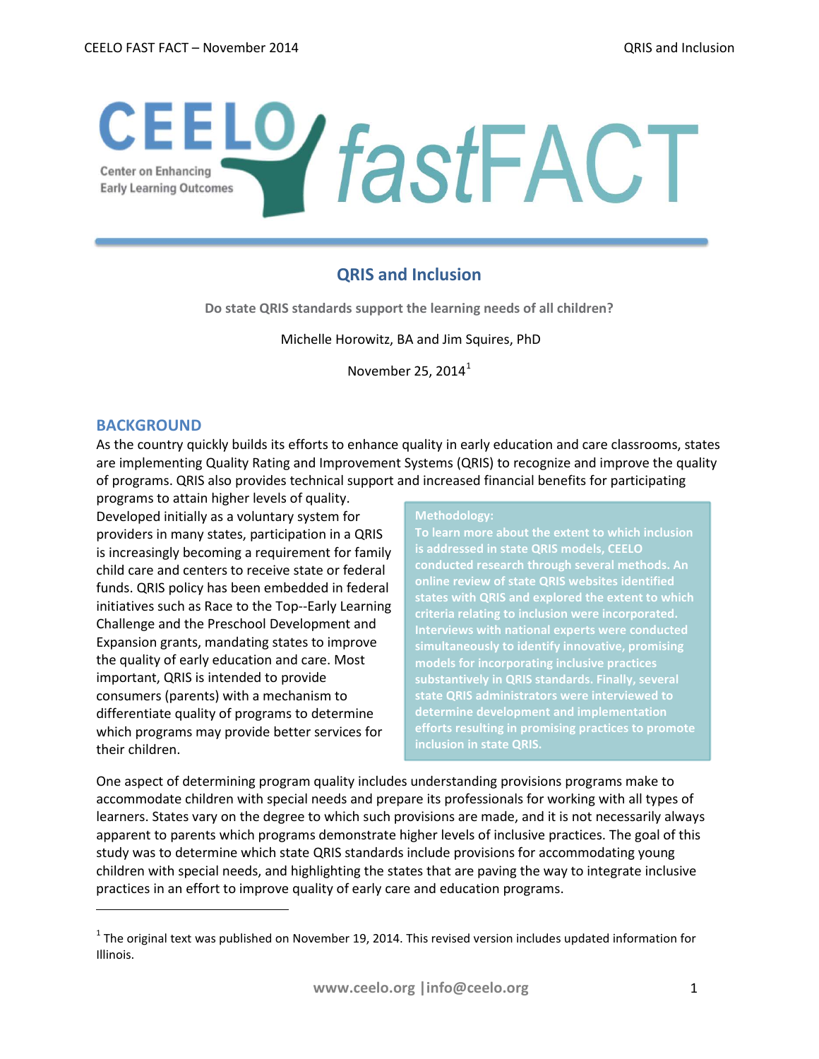# CEELO fastFACT

Center on Enhancing Early Learning Outcomes

## QRIS and Inclusion

**Do state QRIS standards support the learning needs of all children?**

Michelle Horowitz, BA and Jim Squires, PhD

November 25, 2014[1]

## BACKGROUND

As the country quickly builds its efforts to enhance quality in early education and care classrooms, states are implementing Quality Rating and Improvement Systems (QRIS) to recognize and improve the quality of programs. QRIS also provides technical support and increased financial benefits for participating programs to attain higher levels of quality. Developed initially as a voluntary system for providers in many states, participation in a QRIS is increasingly becoming a requirement for family child care and centers to receive state or federal funds. QRIS policy has been embedded in federal initiatives such as Race to the Top--Early Learning Challenge and the Preschool Development and Expansion grants, mandating states to improve the quality of early education and care. Most important, QRIS is intended to provide consumers (parents) with a mechanism to differentiate quality of programs to determine which programs may provide better services for their children.

> **Methodology:**
> **To learn more about the extent to which inclusion is addressed in state QRIS models, CEELO conducted research through several methods. An online review of state QRIS websites identified states with QRIS and explored the extent to which criteria relating to inclusion were incorporated. Interviews with national experts were conducted simultaneously to identify innovative, promising models for incorporating inclusive practices substantively in QRIS standards. Finally, several state QRIS administrators were interviewed to determine development and implementation efforts resulting in promising practices to promote inclusion in state QRIS.**

One aspect of determining program quality includes understanding provisions programs make to accommodate children with special needs and prepare its professionals for working with all types of learners. States vary on the degree to which such provisions are made, and it is not necessarily always apparent to parents which programs demonstrate higher levels of inclusive practices. The goal of this study was to determine which state QRIS standards include provisions for accommodating young children with special needs, and highlighting the states that are paving the way to integrate inclusive practices in an effort to improve quality of early care and education programs.

---

[1] The original text was published on November 19, 2014. This revised version includes updated information for Illinois.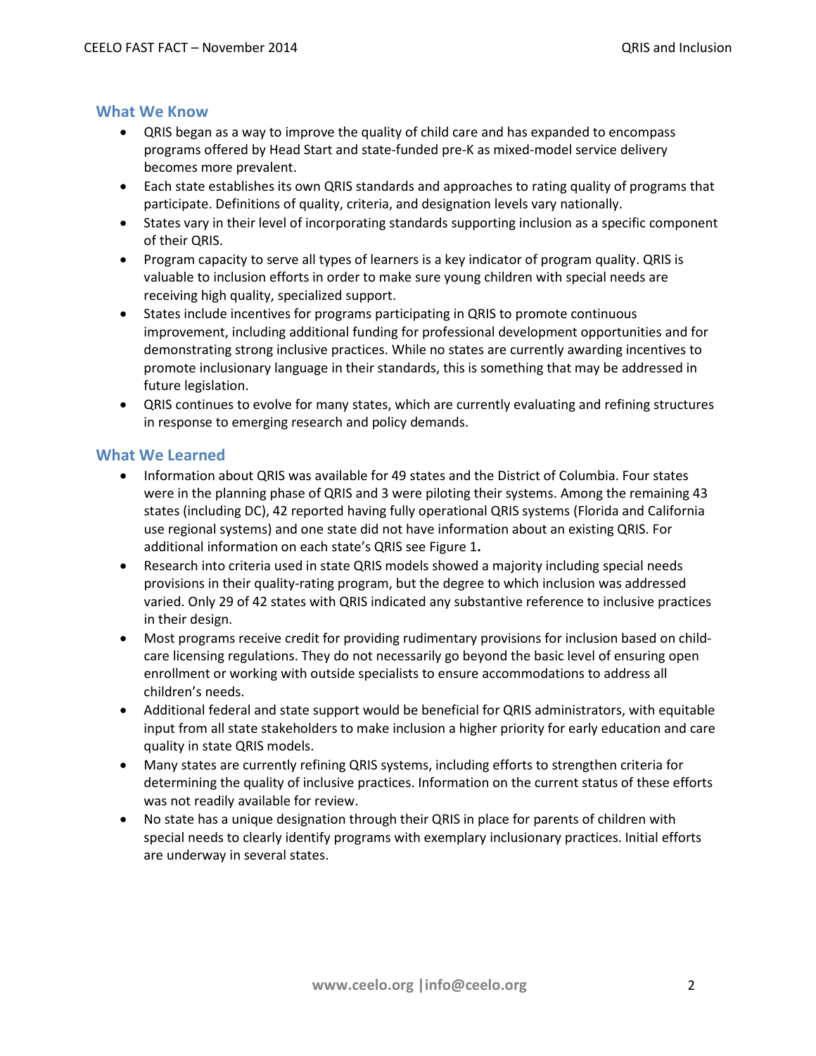## What We Know

- QRIS began as a way to improve the quality of child care and has expanded to encompass programs offered by Head Start and state-funded pre-K as mixed-model service delivery becomes more prevalent.
- Each state establishes its own QRIS standards and approaches to rating quality of programs that participate. Definitions of quality, criteria, and designation levels vary nationally.
- States vary in their level of incorporating standards supporting inclusion as a specific component of their QRIS.
- Program capacity to serve all types of learners is a key indicator of program quality. QRIS is valuable to inclusion efforts in order to make sure young children with special needs are receiving high quality, specialized support.
- States include incentives for programs participating in QRIS to promote continuous improvement, including additional funding for professional development opportunities and for demonstrating strong inclusive practices. While no states are currently awarding incentives to promote inclusionary language in their standards, this is something that may be addressed in future legislation.
- QRIS continues to evolve for many states, which are currently evaluating and refining structures in response to emerging research and policy demands.

## What We Learned

- Information about QRIS was available for 49 states and the District of Columbia. Four states were in the planning phase of QRIS and 3 were piloting their systems. Among the remaining 43 states (including DC), 42 reported having fully operational QRIS systems (Florida and California use regional systems) and one state did not have information about an existing QRIS. For additional information on each state's QRIS see Figure 1**.**
- Research into criteria used in state QRIS models showed a majority including special needs provisions in their quality-rating program, but the degree to which inclusion was addressed varied. Only 29 of 42 states with QRIS indicated any substantive reference to inclusive practices in their design.
- Most programs receive credit for providing rudimentary provisions for inclusion based on child-care licensing regulations. They do not necessarily go beyond the basic level of ensuring open enrollment or working with outside specialists to ensure accommodations to address all children's needs.
- Additional federal and state support would be beneficial for QRIS administrators, with equitable input from all state stakeholders to make inclusion a higher priority for early education and care quality in state QRIS models.
- Many states are currently refining QRIS systems, including efforts to strengthen criteria for determining the quality of inclusive practices. Information on the current status of these efforts was not readily available for review.
- No state has a unique designation through their QRIS in place for parents of children with special needs to clearly identify programs with exemplary inclusionary practices. Initial efforts are underway in several states.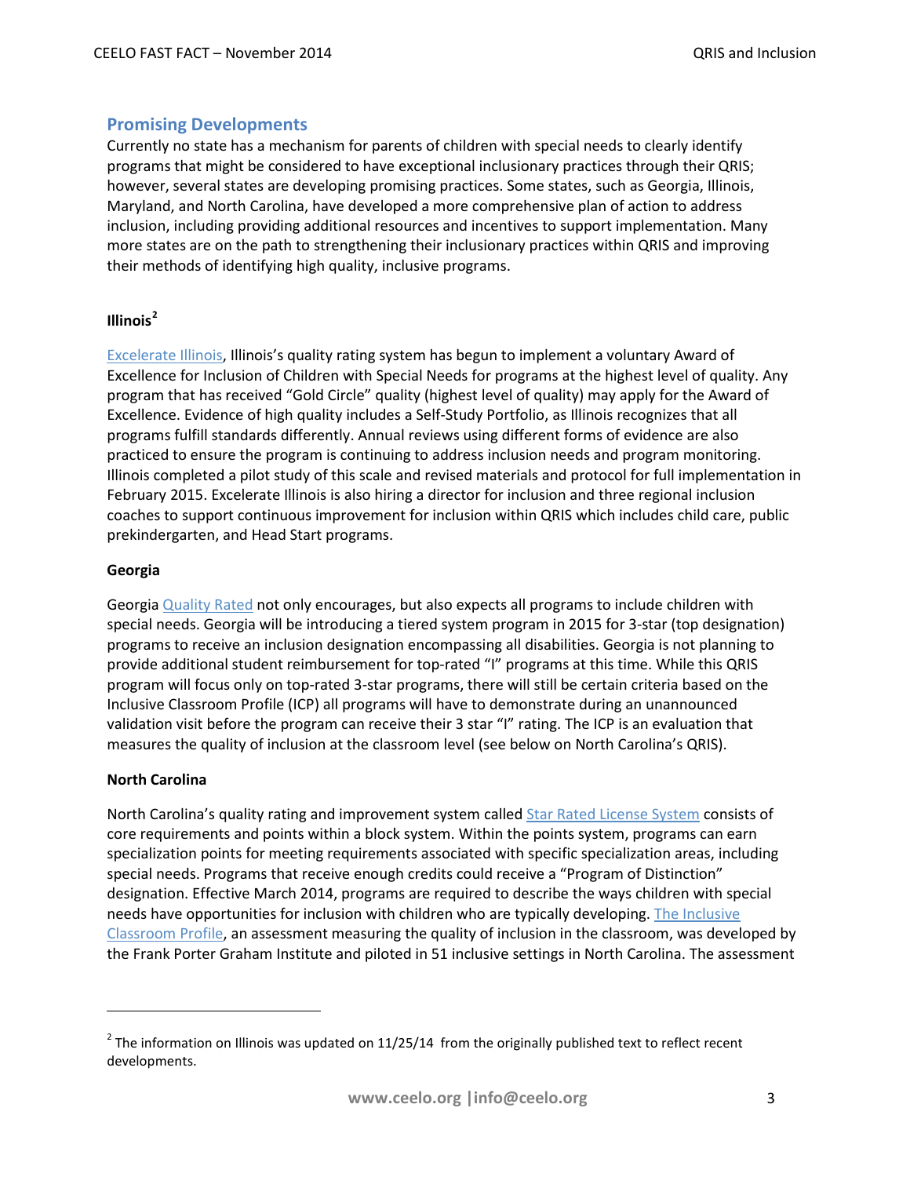## Promising Developments

Currently no state has a mechanism for parents of children with special needs to clearly identify programs that might be considered to have exceptional inclusionary practices through their QRIS; however, several states are developing promising practices. Some states, such as Georgia, Illinois, Maryland, and North Carolina, have developed a more comprehensive plan of action to address inclusion, including providing additional resources and incentives to support implementation. Many more states are on the path to strengthening their inclusionary practices within QRIS and improving their methods of identifying high quality, inclusive programs.

### Illinois[2]

Excelerate Illinois, Illinois's quality rating system has begun to implement a voluntary Award of Excellence for Inclusion of Children with Special Needs for programs at the highest level of quality. Any program that has received "Gold Circle" quality (highest level of quality) may apply for the Award of Excellence. Evidence of high quality includes a Self-Study Portfolio, as Illinois recognizes that all programs fulfill standards differently. Annual reviews using different forms of evidence are also practiced to ensure the program is continuing to address inclusion needs and program monitoring. Illinois completed a pilot study of this scale and revised materials and protocol for full implementation in February 2015. Excelerate Illinois is also hiring a director for inclusion and three regional inclusion coaches to support continuous improvement for inclusion within QRIS which includes child care, public prekindergarten, and Head Start programs.

### Georgia

Georgia Quality Rated not only encourages, but also expects all programs to include children with special needs. Georgia will be introducing a tiered system program in 2015 for 3-star (top designation) programs to receive an inclusion designation encompassing all disabilities. Georgia is not planning to provide additional student reimbursement for top-rated "I" programs at this time. While this QRIS program will focus only on top-rated 3-star programs, there will still be certain criteria based on the Inclusive Classroom Profile (ICP) all programs will have to demonstrate during an unannounced validation visit before the program can receive their 3 star "I" rating. The ICP is an evaluation that measures the quality of inclusion at the classroom level (see below on North Carolina's QRIS).

### North Carolina

North Carolina's quality rating and improvement system called Star Rated License System consists of core requirements and points within a block system. Within the points system, programs can earn specialization points for meeting requirements associated with specific specialization areas, including special needs. Programs that receive enough credits could receive a "Program of Distinction" designation. Effective March 2014, programs are required to describe the ways children with special needs have opportunities for inclusion with children who are typically developing. The Inclusive Classroom Profile, an assessment measuring the quality of inclusion in the classroom, was developed by the Frank Porter Graham Institute and piloted in 51 inclusive settings in North Carolina. The assessment

---

[2] The information on Illinois was updated on 11/25/14 from the originally published text to reflect recent developments.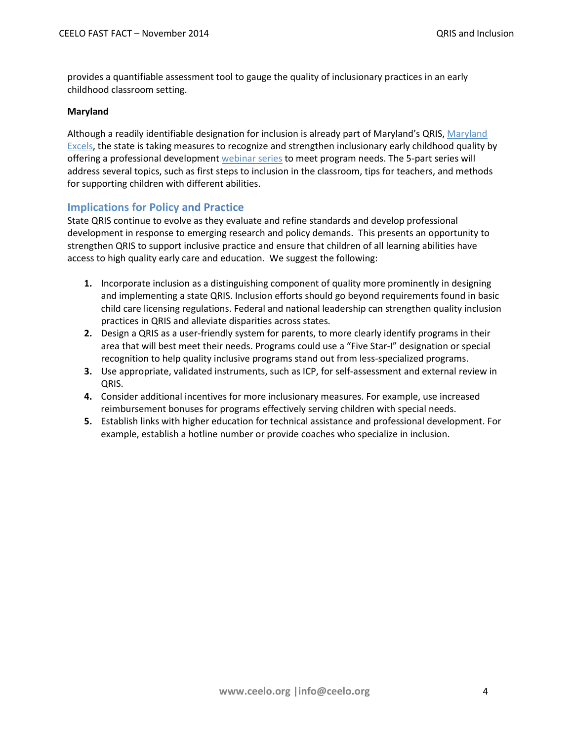provides a quantifiable assessment tool to gauge the quality of inclusionary practices in an early childhood classroom setting.

**Maryland**

Although a readily identifiable designation for inclusion is already part of Maryland's QRIS, Maryland Excels, the state is taking measures to recognize and strengthen inclusionary early childhood quality by offering a professional development webinar series to meet program needs. The 5-part series will address several topics, such as first steps to inclusion in the classroom, tips for teachers, and methods for supporting children with different abilities.

## Implications for Policy and Practice

State QRIS continue to evolve as they evaluate and refine standards and develop professional development in response to emerging research and policy demands. This presents an opportunity to strengthen QRIS to support inclusive practice and ensure that children of all learning abilities have access to high quality early care and education. We suggest the following:

1. Incorporate inclusion as a distinguishing component of quality more prominently in designing and implementing a state QRIS. Inclusion efforts should go beyond requirements found in basic child care licensing regulations. Federal and national leadership can strengthen quality inclusion practices in QRIS and alleviate disparities across states.
2. Design a QRIS as a user-friendly system for parents, to more clearly identify programs in their area that will best meet their needs. Programs could use a "Five Star-I" designation or special recognition to help quality inclusive programs stand out from less-specialized programs.
3. Use appropriate, validated instruments, such as ICP, for self-assessment and external review in QRIS.
4. Consider additional incentives for more inclusionary measures. For example, use increased reimbursement bonuses for programs effectively serving children with special needs.
5. Establish links with higher education for technical assistance and professional development. For example, establish a hotline number or provide coaches who specialize in inclusion.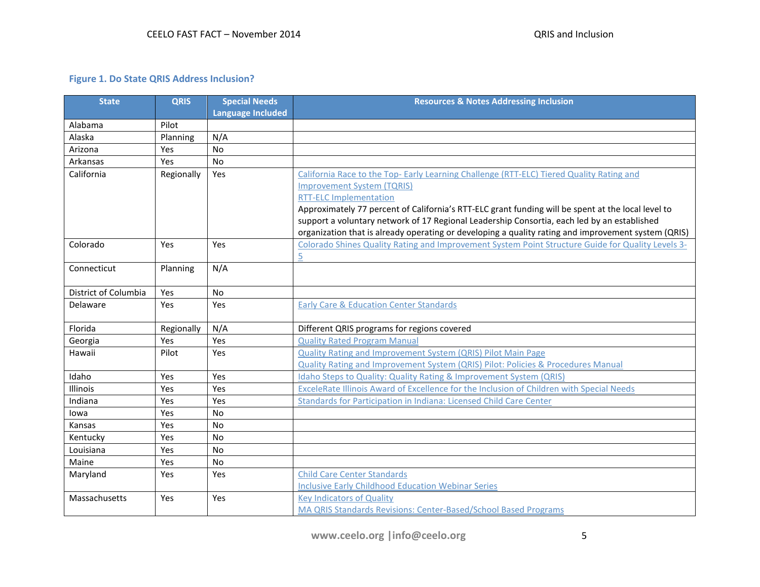### Figure 1. Do State QRIS Address Inclusion?

| State | QRIS | Special Needs Language Included | Resources & Notes Addressing Inclusion |
|---|---|---|---|
| Alabama | Pilot | | |
| Alaska | Planning | N/A | |
| Arizona | Yes | No | |
| Arkansas | Yes | No | |
| California | Regionally | Yes | California Race to the Top- Early Learning Challenge (RTT-ELC) Tiered Quality Rating and Improvement System (TQRIS)<br>RTT-ELC Implementation<br>Approximately 77 percent of California's RTT-ELC grant funding will be spent at the local level to support a voluntary network of 17 Regional Leadership Consortia, each led by an established organization that is already operating or developing a quality rating and improvement system (QRIS) |
| Colorado | Yes | Yes | Colorado Shines Quality Rating and Improvement System Point Structure Guide for Quality Levels 3-5 |
| Connecticut | Planning | N/A | |
| District of Columbia | Yes | No | |
| Delaware | Yes | Yes | Early Care & Education Center Standards |
| Florida | Regionally | N/A | Different QRIS programs for regions covered |
| Georgia | Yes | Yes | Quality Rated Program Manual |
| Hawaii | Pilot | Yes | Quality Rating and Improvement System (QRIS) Pilot Main Page<br>Quality Rating and Improvement System (QRIS) Pilot: Policies & Procedures Manual |
| Idaho | Yes | Yes | Idaho Steps to Quality: Quality Rating & Improvement System (QRIS) |
| Illinois | Yes | Yes | ExceleRate Illinois Award of Excellence for the Inclusion of Children with Special Needs |
| Indiana | Yes | Yes | Standards for Participation in Indiana: Licensed Child Care Center |
| Iowa | Yes | No | |
| Kansas | Yes | No | |
| Kentucky | Yes | No | |
| Louisiana | Yes | No | |
| Maine | Yes | No | |
| Maryland | Yes | Yes | Child Care Center Standards<br>Inclusive Early Childhood Education Webinar Series |
| Massachusetts | Yes | Yes | Key Indicators of Quality<br>MA QRIS Standards Revisions: Center-Based/School Based Programs |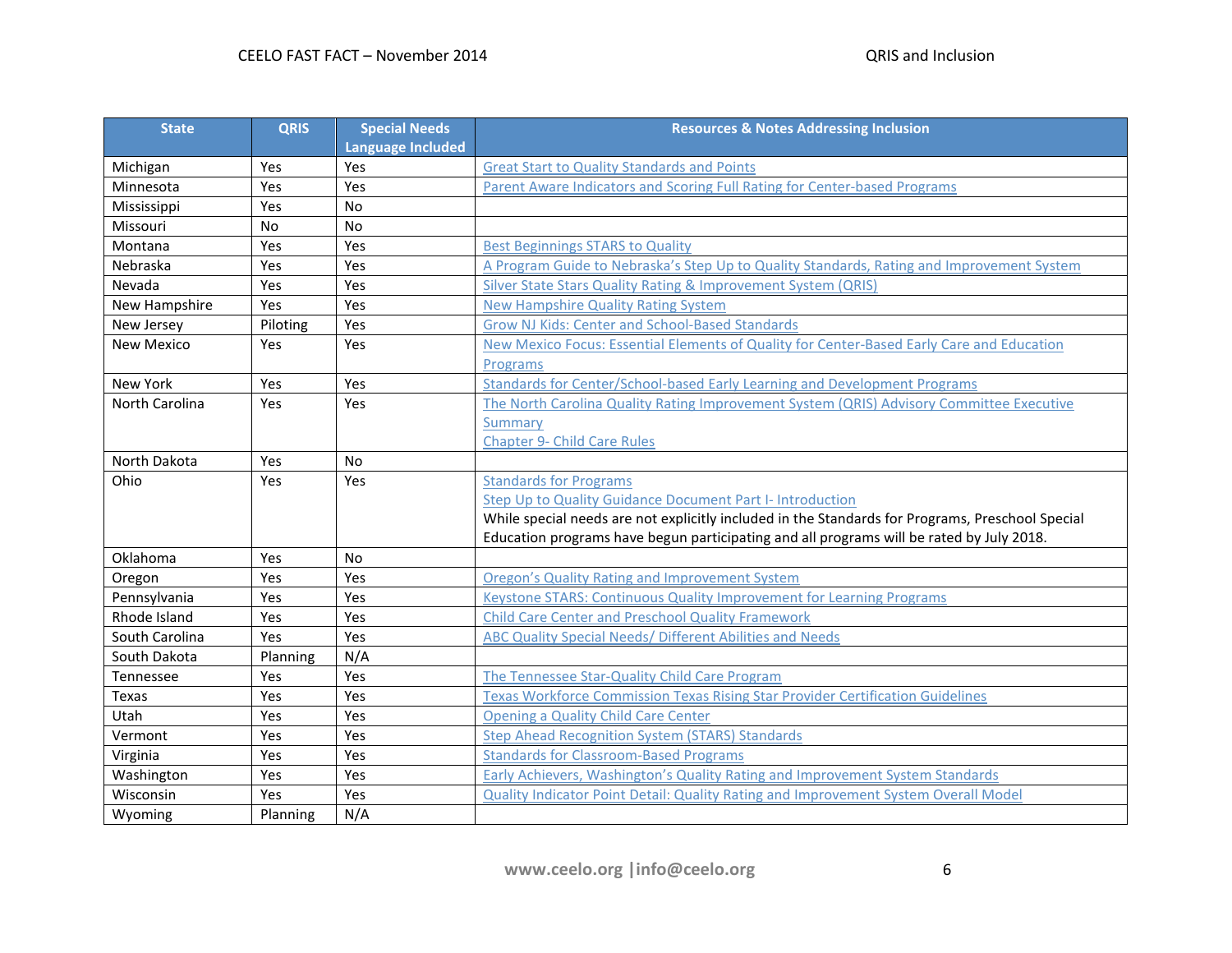| State | QRIS | Special Needs Language Included | Resources & Notes Addressing Inclusion |
|---|---|---|---|
| Michigan | Yes | Yes | Great Start to Quality Standards and Points |
| Minnesota | Yes | Yes | Parent Aware Indicators and Scoring Full Rating for Center-based Programs |
| Mississippi | Yes | No | |
| Missouri | No | No | |
| Montana | Yes | Yes | Best Beginnings STARS to Quality |
| Nebraska | Yes | Yes | A Program Guide to Nebraska's Step Up to Quality Standards, Rating and Improvement System |
| Nevada | Yes | Yes | Silver State Stars Quality Rating & Improvement System (QRIS) |
| New Hampshire | Yes | Yes | New Hampshire Quality Rating System |
| New Jersey | Piloting | Yes | Grow NJ Kids: Center and School-Based Standards |
| New Mexico | Yes | Yes | New Mexico Focus: Essential Elements of Quality for Center-Based Early Care and Education Programs |
| New York | Yes | Yes | Standards for Center/School-based Early Learning and Development Programs |
| North Carolina | Yes | Yes | The North Carolina Quality Rating Improvement System (QRIS) Advisory Committee Executive Summary<br>Chapter 9- Child Care Rules |
| North Dakota | Yes | No | |
| Ohio | Yes | Yes | Standards for Programs<br>Step Up to Quality Guidance Document Part I- Introduction<br>While special needs are not explicitly included in the Standards for Programs, Preschool Special Education programs have begun participating and all programs will be rated by July 2018. |
| Oklahoma | Yes | No | |
| Oregon | Yes | Yes | Oregon's Quality Rating and Improvement System |
| Pennsylvania | Yes | Yes | Keystone STARS: Continuous Quality Improvement for Learning Programs |
| Rhode Island | Yes | Yes | Child Care Center and Preschool Quality Framework |
| South Carolina | Yes | Yes | ABC Quality Special Needs/ Different Abilities and Needs |
| South Dakota | Planning | N/A | |
| Tennessee | Yes | Yes | The Tennessee Star-Quality Child Care Program |
| Texas | Yes | Yes | Texas Workforce Commission Texas Rising Star Provider Certification Guidelines |
| Utah | Yes | Yes | Opening a Quality Child Care Center |
| Vermont | Yes | Yes | Step Ahead Recognition System (STARS) Standards |
| Virginia | Yes | Yes | Standards for Classroom-Based Programs |
| Washington | Yes | Yes | Early Achievers, Washington's Quality Rating and Improvement System Standards |
| Wisconsin | Yes | Yes | Quality Indicator Point Detail: Quality Rating and Improvement System Overall Model |
| Wyoming | Planning | N/A | |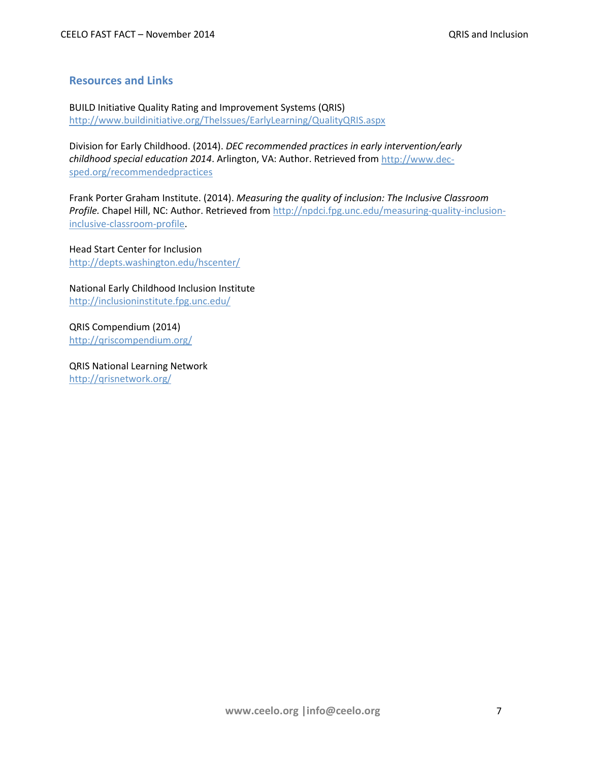## Resources and Links

BUILD Initiative Quality Rating and Improvement Systems (QRIS)
http://www.buildinitiative.org/TheIssues/EarlyLearning/QualityQRIS.aspx

Division for Early Childhood. (2014). *DEC recommended practices in early intervention/early childhood special education 2014*. Arlington, VA: Author. Retrieved from http://www.dec-sped.org/recommendedpractices

Frank Porter Graham Institute. (2014). *Measuring the quality of inclusion: The Inclusive Classroom Profile.* Chapel Hill, NC: Author. Retrieved from http://npdci.fpg.unc.edu/measuring-quality-inclusion-inclusive-classroom-profile.

Head Start Center for Inclusion
http://depts.washington.edu/hscenter/

National Early Childhood Inclusion Institute
http://inclusioninstitute.fpg.unc.edu/

QRIS Compendium (2014)
http://qriscompendium.org/

QRIS National Learning Network
http://qrisnetwork.org/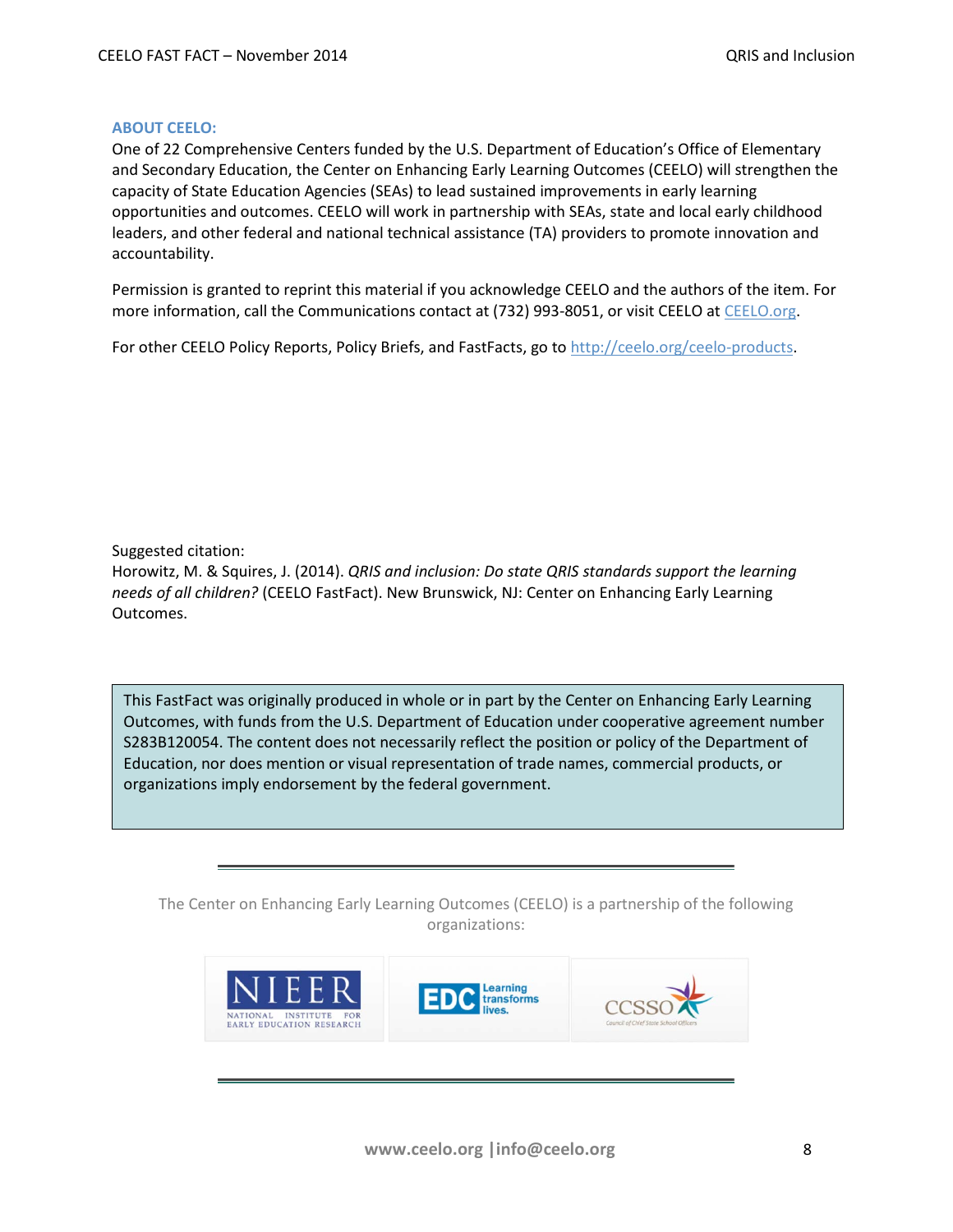**ABOUT CEELO:**

One of 22 Comprehensive Centers funded by the U.S. Department of Education's Office of Elementary and Secondary Education, the Center on Enhancing Early Learning Outcomes (CEELO) will strengthen the capacity of State Education Agencies (SEAs) to lead sustained improvements in early learning opportunities and outcomes. CEELO will work in partnership with SEAs, state and local early childhood leaders, and other federal and national technical assistance (TA) providers to promote innovation and accountability.

Permission is granted to reprint this material if you acknowledge CEELO and the authors of the item. For more information, call the Communications contact at (732) 993-8051, or visit CEELO at CEELO.org.

For other CEELO Policy Reports, Policy Briefs, and FastFacts, go to http://ceelo.org/ceelo-products.

Suggested citation:
Horowitz, M. & Squires, J. (2014). *QRIS and inclusion: Do state QRIS standards support the learning needs of all children?* (CEELO FastFact). New Brunswick, NJ: Center on Enhancing Early Learning Outcomes.

This FastFact was originally produced in whole or in part by the Center on Enhancing Early Learning Outcomes, with funds from the U.S. Department of Education under cooperative agreement number S283B120054. The content does not necessarily reflect the position or policy of the Department of Education, nor does mention or visual representation of trade names, commercial products, or organizations imply endorsement by the federal government.

The Center on Enhancing Early Learning Outcomes (CEELO) is a partnership of the following organizations:

NIEER National Institute for Early Education Research

EDC Learning transforms lives.

CCSSO Council of Chief State School Officers

www.ceelo.org | info@ceelo.org